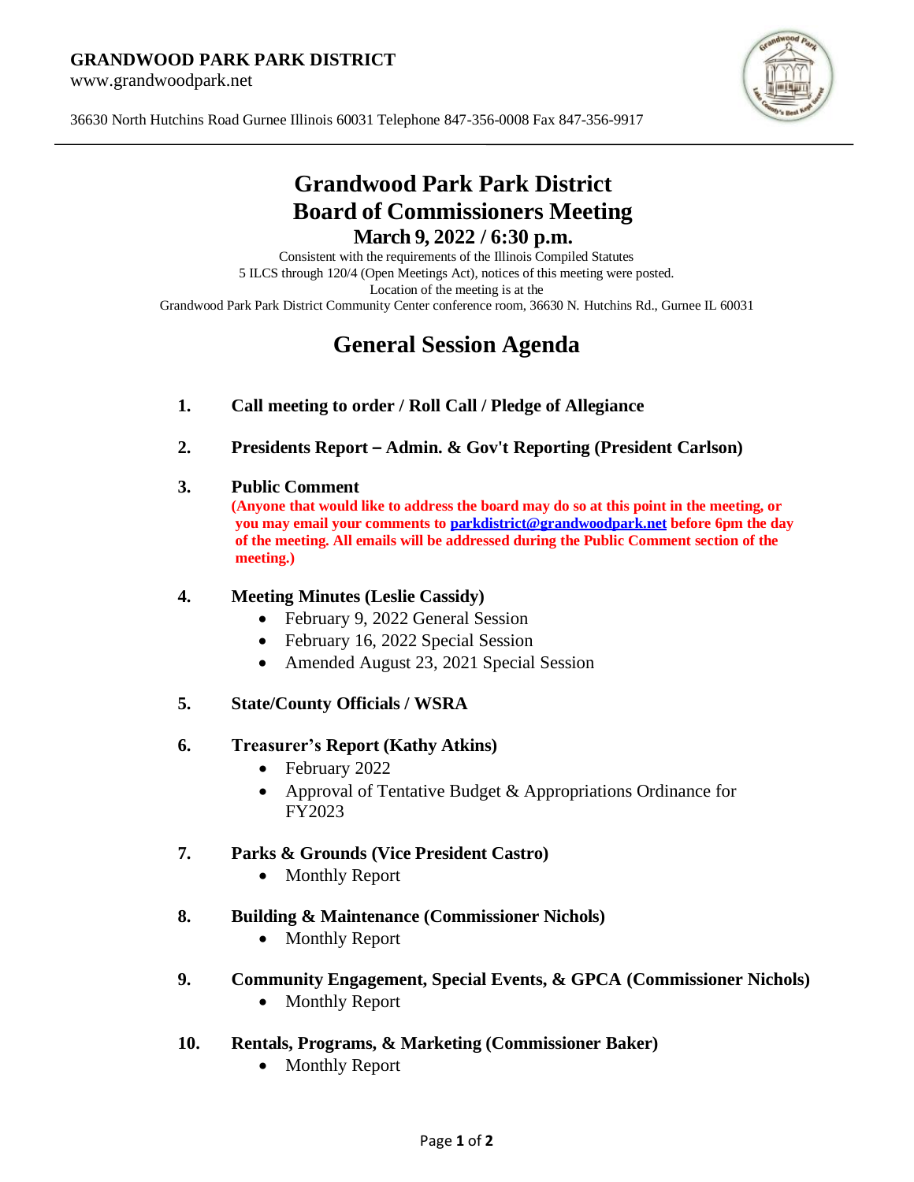**GRANDWOOD PARK PARK DISTRICT**

www.grandwoodpark.net

36630 North Hutchins Road Gurnee Illinois 60031 Telephone 847-356-0008 Fax 847-356-9917

# Grandwood Park Park District
# Board of Commissioners Meeting
## March 9, 2022 / 6:30 p.m.

Consistent with the requirements of the Illinois Compiled Statutes
5 ILCS through 120/4 (Open Meetings Act), notices of this meeting were posted.
Location of the meeting is at the
Grandwood Park Park District Community Center conference room, 36630 N. Hutchins Rd., Gurnee IL 60031

# General Session Agenda

1. **Call meeting to order / Roll Call / Pledge of Allegiance**

2. **Presidents Report – Admin. & Gov't Reporting (President Carlson)**

3. **Public Comment**
   **(Anyone that would like to address the board may do so at this point in the meeting, or you may email your comments to parkdistrict@grandwoodpark.net before 6pm the day of the meeting. All emails will be addressed during the Public Comment section of the meeting.)**

4. **Meeting Minutes (Leslie Cassidy)**
   - February 9, 2022 General Session
   - February 16, 2022 Special Session
   - Amended August 23, 2021 Special Session

5. **State/County Officials / WSRA**

6. **Treasurer's Report (Kathy Atkins)**
   - February 2022
   - Approval of Tentative Budget & Appropriations Ordinance for FY2023

7. **Parks & Grounds (Vice President Castro)**
   - Monthly Report

8. **Building & Maintenance (Commissioner Nichols)**
   - Monthly Report

9. **Community Engagement, Special Events, & GPCA (Commissioner Nichols)**
   - Monthly Report

10. **Rentals, Programs, & Marketing (Commissioner Baker)**
    - Monthly Report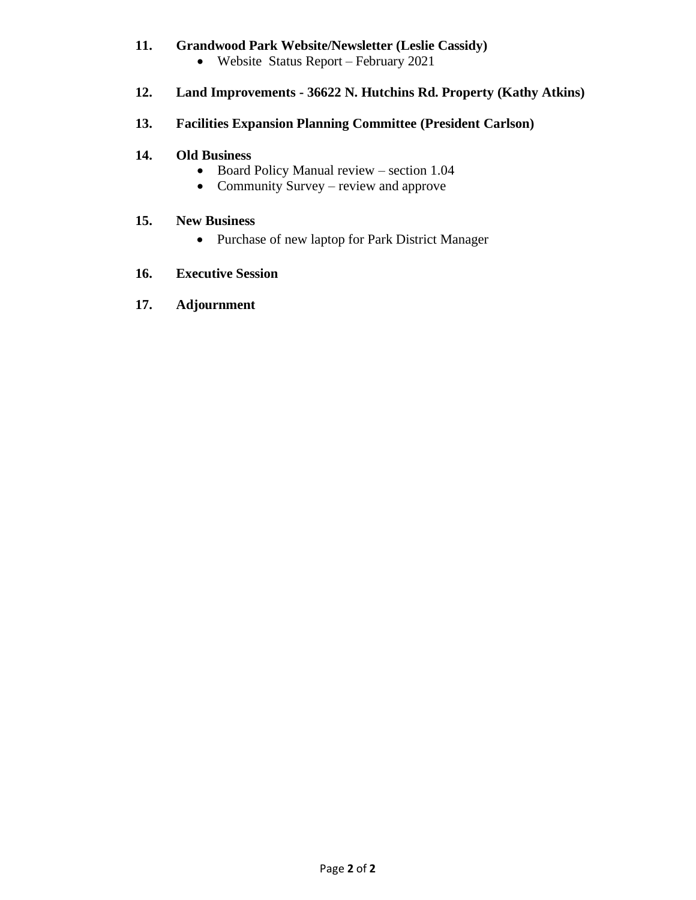**11. Grandwood Park Website/Newsletter (Leslie Cassidy)**

- Website Status Report – February 2021

**12. Land Improvements - 36622 N. Hutchins Rd. Property (Kathy Atkins)**

**13. Facilities Expansion Planning Committee (President Carlson)**

**14. Old Business**

- Board Policy Manual review – section 1.04
- Community Survey – review and approve

**15. New Business**

- Purchase of new laptop for Park District Manager

**16. Executive Session**

**17. Adjournment**